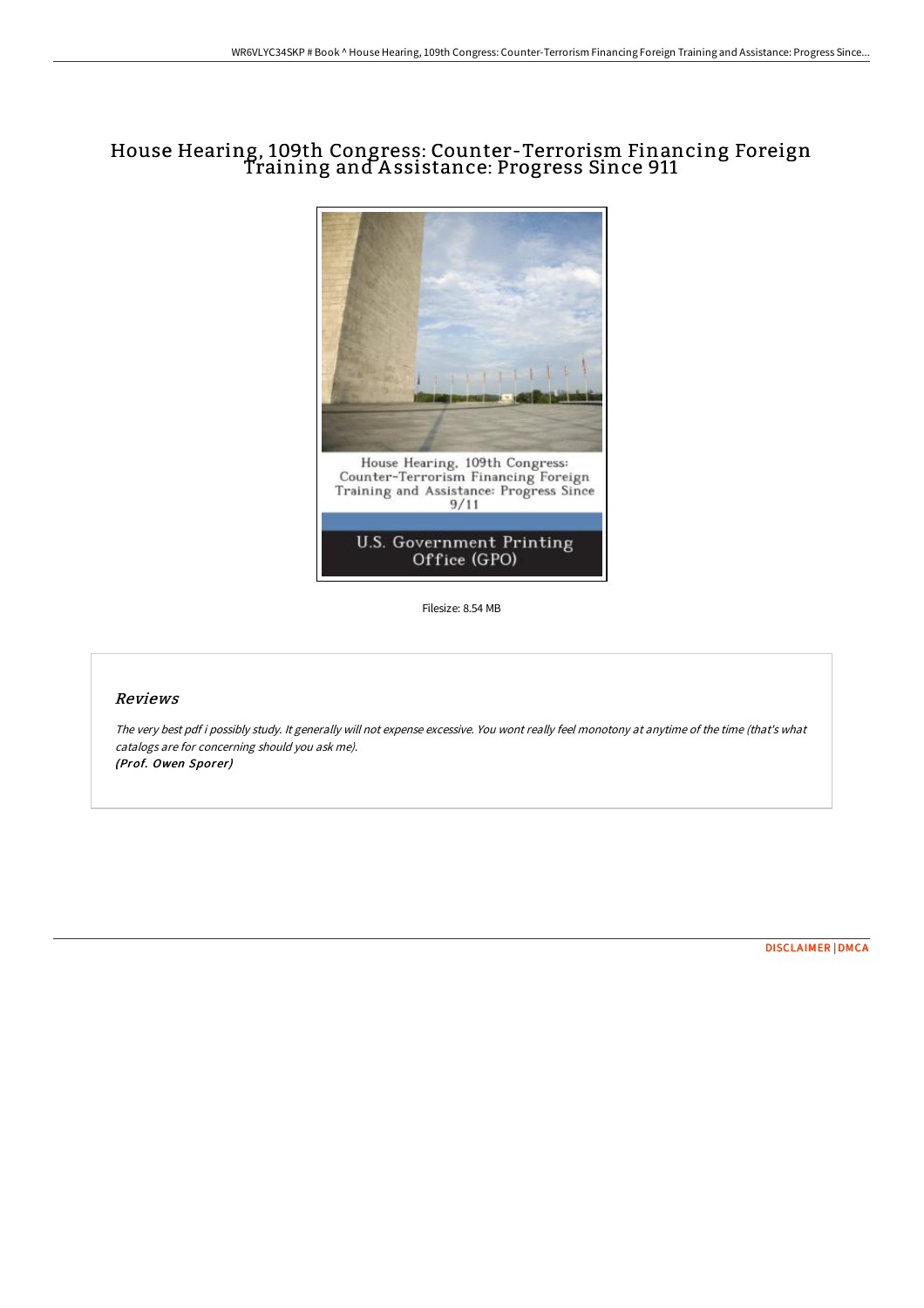# House Hearing, 109th Congress: Counter-Terrorism Financing Foreign Training and Assistance: Progress Since 911

Filesize: 8.54 MB

## *Reviews*

*The very best pdf i possibly study. It generally will not expense excessive. You wont really feel monotony at anytime of the time (that's what catalogs are for concerning should you ask me).*

***(Prof. Owen Sporer)***

DISCLAIMER | DMCA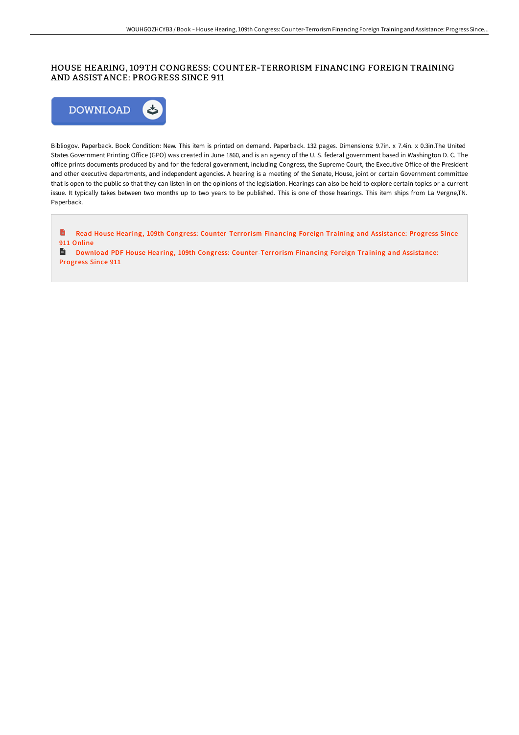# HOUSE HEARING, 109TH CONGRESS: COUNTER-TERRORISM FINANCING FOREIGN TRAINING AND ASSISTANCE: PROGRESS SINCE 911

DOWNLOAD

Bibliogov. Paperback. Book Condition: New. This item is printed on demand. Paperback. 132 pages. Dimensions: 9.7in. x 7.4in. x 0.3in.The United States Government Printing Office (GPO) was created in June 1860, and is an agency of the U. S. federal government based in Washington D. C. The office prints documents produced by and for the federal government, including Congress, the Supreme Court, the Executive Office of the President and other executive departments, and independent agencies. A hearing is a meeting of the Senate, House, joint or certain Government committee that is open to the public so that they can listen in on the opinions of the legislation. Hearings can also be held to explore certain topics or a current issue. It typically takes between two months up to two years to be published. This is one of those hearings. This item ships from La Vergne,TN. Paperback.

Read House Hearing, 109th Congress: Counter-Terrorism Financing Foreign Training and Assistance: Progress Since 911 Online

Download PDF House Hearing, 109th Congress: Counter-Terrorism Financing Foreign Training and Assistance: Progress Since 911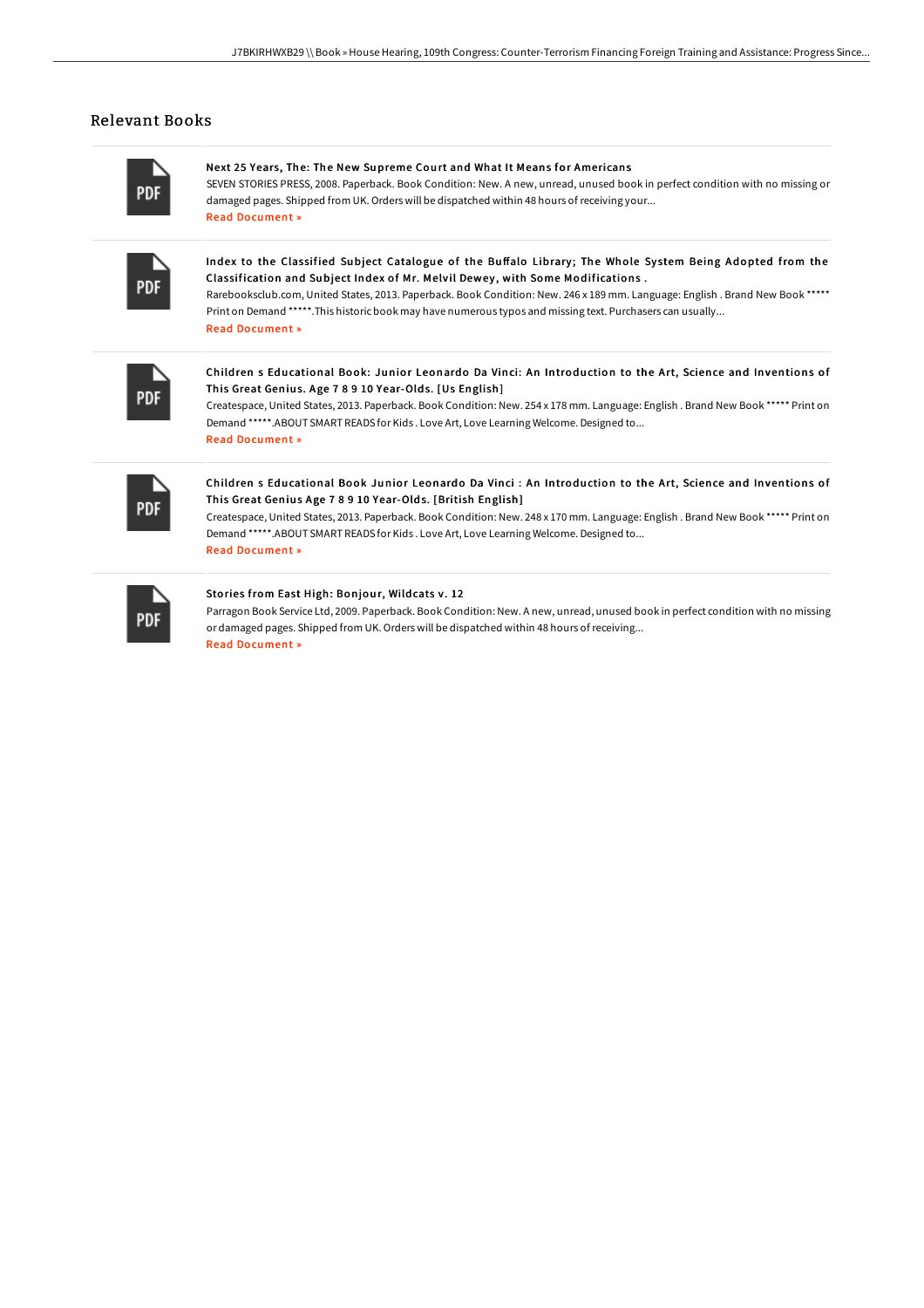## Relevant Books

**Next 25 Years, The: The New Supreme Court and What It Means for Americans**

SEVEN STORIES PRESS, 2008. Paperback. Book Condition: New. A new, unread, unused book in perfect condition with no missing or damaged pages. Shipped from UK. Orders will be dispatched within 48 hours of receiving your...

Read Document »

**Index to the Classified Subject Catalogue of the Buffalo Library; The Whole System Being Adopted from the Classification and Subject Index of Mr. Melvil Dewey, with Some Modifications .**

Rarebooksclub.com, United States, 2013. Paperback. Book Condition: New. 246 x 189 mm. Language: English . Brand New Book ***** Print on Demand *****.This historic book may have numerous typos and missing text. Purchasers can usually...

Read Document »

**Children s Educational Book: Junior Leonardo Da Vinci: An Introduction to the Art, Science and Inventions of This Great Genius. Age 7 8 9 10 Year-Olds. [Us English]**

Createspace, United States, 2013. Paperback. Book Condition: New. 254 x 178 mm. Language: English . Brand New Book ***** Print on Demand *****.ABOUT SMART READS for Kids . Love Art, Love Learning Welcome. Designed to...

Read Document »

**Children s Educational Book Junior Leonardo Da Vinci : An Introduction to the Art, Science and Inventions of This Great Genius Age 7 8 9 10 Year-Olds. [British English]**

Createspace, United States, 2013. Paperback. Book Condition: New. 248 x 170 mm. Language: English . Brand New Book ***** Print on Demand *****.ABOUT SMART READS for Kids . Love Art, Love Learning Welcome. Designed to...

Read Document »

**Stories from East High: Bonjour, Wildcats v. 12**

Parragon Book Service Ltd, 2009. Paperback. Book Condition: New. A new, unread, unused book in perfect condition with no missing or damaged pages. Shipped from UK. Orders will be dispatched within 48 hours of receiving...

Read Document »